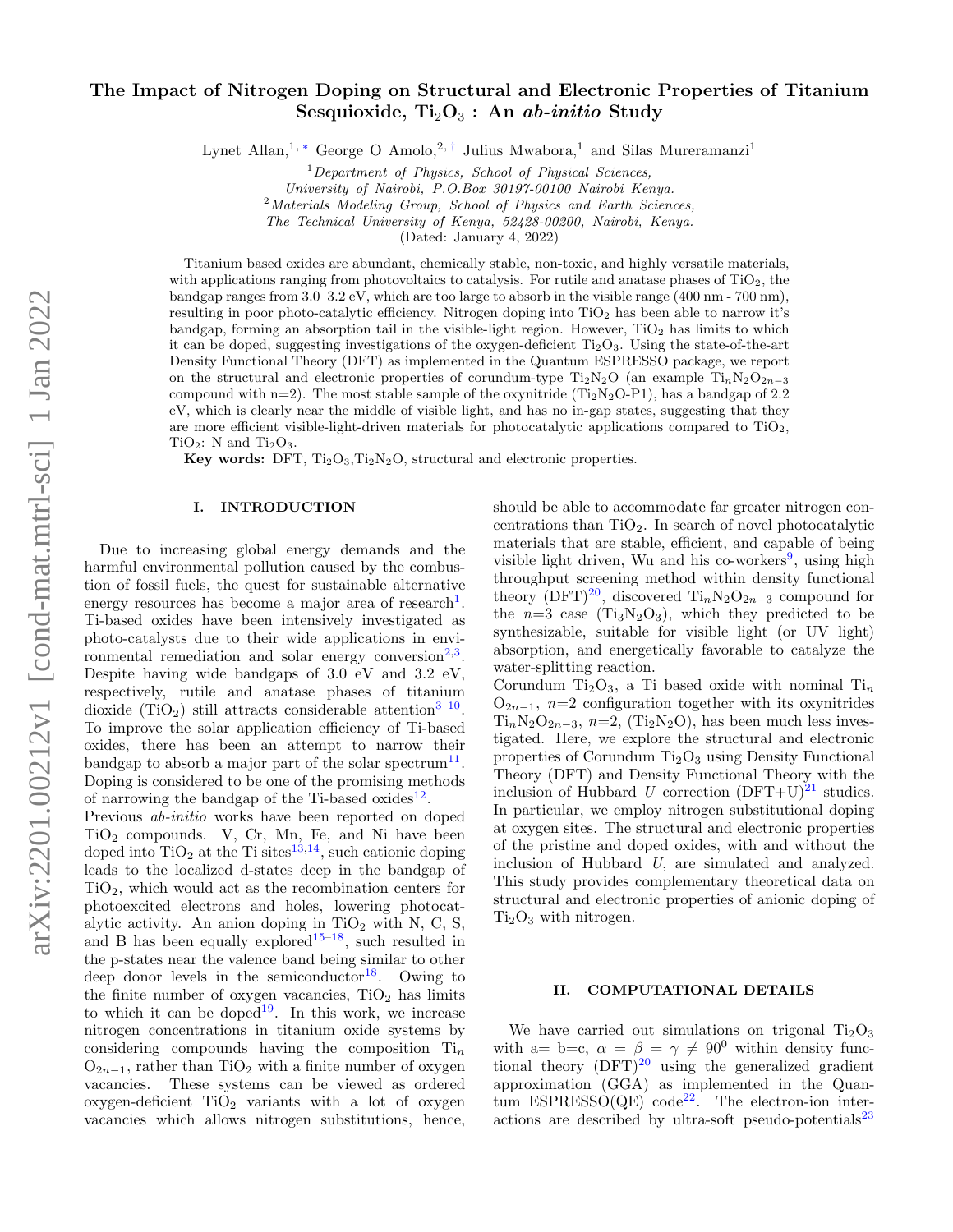# The Impact of Nitrogen Doping on Structural and Electronic Properties of Titanium Sesquioxide, $Ti_2O_3$ : An *ab-initio* Study

Lynet Allan,[1,*] George O Amolo,[2,†] Julius Mwabora,[1] and Silas Mureramanzi[1]

[1]*Department of Physics, School of Physical Sciences, University of Nairobi, P.O.Box 30197-00100 Nairobi Kenya.*

[2]*Materials Modeling Group, School of Physics and Earth Sciences, The Technical University of Kenya, 52428-00200, Nairobi, Kenya.*

(Dated: January 4, 2022)

Titanium based oxides are abundant, chemically stable, non-toxic, and highly versatile materials, with applications ranging from photovoltaics to catalysis. For rutile and anatase phases of $TiO_2$, the bandgap ranges from 3.0–3.2 eV, which are too large to absorb in the visible range (400 nm - 700 nm), resulting in poor photo-catalytic efficiency. Nitrogen doping into $TiO_2$ has been able to narrow it's bandgap, forming an absorption tail in the visible-light region. However, $TiO_2$ has limits to which it can be doped, suggesting investigations of the oxygen-deficient $Ti_2O_3$. Using the state-of-the-art Density Functional Theory (DFT) as implemented in the Quantum ESPRESSO package, we report on the structural and electronic properties of corundum-type $Ti_2N_2O$ (an example $Ti_nN_2O_{2n-3}$ compound with n=2). The most stable sample of the oxynitride ($Ti_2N_2O$-P1), has a bandgap of 2.2 eV, which is clearly near the middle of visible light, and has no in-gap states, suggesting that they are more efficient visible-light-driven materials for photocatalytic applications compared to $TiO_2$, $TiO_2$: N and $Ti_2O_3$.

**Key words:** DFT, $Ti_2O_3$,$Ti_2N_2O$, structural and electronic properties.

## I. INTRODUCTION

Due to increasing global energy demands and the harmful environmental pollution caused by the combustion of fossil fuels, the quest for sustainable alternative energy resources has become a major area of research[1]. Ti-based oxides have been intensively investigated as photo-catalysts due to their wide applications in environmental remediation and solar energy conversion[2,3]. Despite having wide bandgaps of 3.0 eV and 3.2 eV, respectively, rutile and anatase phases of titanium dioxide ($TiO_2$) still attracts considerable attention[3–10]. To improve the solar application efficiency of Ti-based oxides, there has been an attempt to narrow their bandgap to absorb a major part of the solar spectrum[11]. Doping is considered to be one of the promising methods of narrowing the bandgap of the Ti-based oxides[12].

Previous *ab-initio* works have been reported on doped $TiO_2$ compounds. V, Cr, Mn, Fe, and Ni have been doped into $TiO_2$ at the Ti sites[13,14], such cationic doping leads to the localized d-states deep in the bandgap of $TiO_2$, which would act as the recombination centers for photoexcited electrons and holes, lowering photocatalytic activity. An anion doping in $TiO_2$ with N, C, S, and B has been equally explored[15–18], such resulted in the p-states near the valence band being similar to other deep donor levels in the semiconductor[18]. Owing to the finite number of oxygen vacancies, $TiO_2$ has limits to which it can be doped[19]. In this work, we increase nitrogen concentrations in titanium oxide systems by considering compounds having the composition $Ti_n O_{2n-1}$, rather than $TiO_2$ with a finite number of oxygen vacancies. These systems can be viewed as ordered oxygen-deficient $TiO_2$ variants with a lot of oxygen vacancies which allows nitrogen substitutions, hence, should be able to accommodate far greater nitrogen concentrations than $TiO_2$. In search of novel photocatalytic materials that are stable, efficient, and capable of being visible light driven, Wu and his co-workers[9], using high throughput screening method within density functional theory (DFT)[20], discovered $Ti_nN_2O_{2n-3}$ compound for the $n$=3 case ($Ti_3N_2O_3$), which they predicted to be synthesizable, suitable for visible light (or UV light) absorption, and energetically favorable to catalyze the water-splitting reaction.

Corundum $Ti_2O_3$, a Ti based oxide with nominal $Ti_n O_{2n-1}$, $n$=2 configuration together with its oxynitrides $Ti_nN_2O_{2n-3}$, $n$=2, ($Ti_2N_2O$), has been much less investigated. Here, we explore the structural and electronic properties of Corundum $Ti_2O_3$ using Density Functional Theory (DFT) and Density Functional Theory with the inclusion of Hubbard $U$ correction (DFT+U)[21] studies. In particular, we employ nitrogen substitutional doping at oxygen sites. The structural and electronic properties of the pristine and doped oxides, with and without the inclusion of Hubbard $U$, are simulated and analyzed. This study provides complementary theoretical data on structural and electronic properties of anionic doping of $Ti_2O_3$ with nitrogen.

## II. COMPUTATIONAL DETAILS

We have carried out simulations on trigonal $Ti_2O_3$ with a= b=c, $\alpha = \beta = \gamma \neq 90^0$ within density functional theory (DFT)[20] using the generalized gradient approximation (GGA) as implemented in the Quantum ESPRESSO(QE) code[22]. The electron-ion interactions are described by ultra-soft pseudo-potentials[23]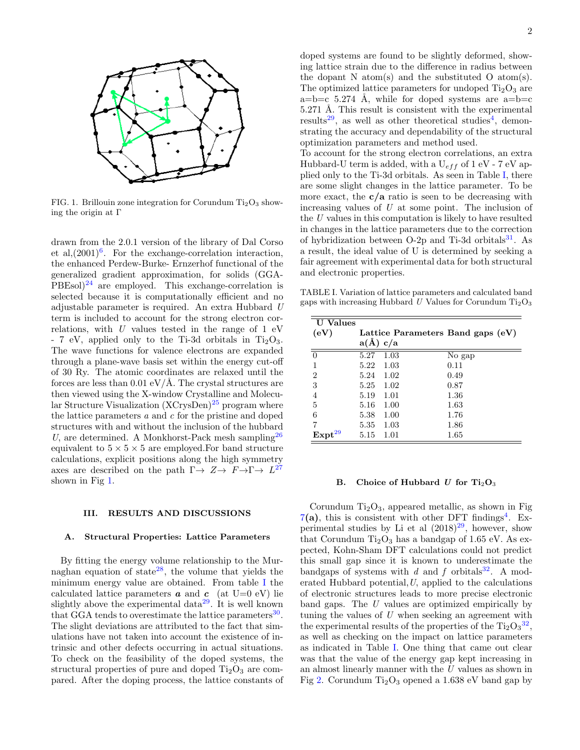FIG. 1. Brillouin zone integration for Corundum $Ti_2O_3$ showing the origin at Γ

drawn from the 2.0.1 version of the library of Dal Corso et al,(2001)[6]. For the exchange-correlation interaction, the enhanced Perdew-Burke- Ernzerhof functional of the generalized gradient approximation, for solids (GGA-PBEsol)[24] are employed. This exchange-correlation is selected because it is computationally efficient and no adjustable parameter is required. An extra Hubbard $U$ term is included to account for the strong electron correlations, with $U$ values tested in the range of 1 eV - 7 eV, applied only to the Ti-3d orbitals in $Ti_2O_3$. The wave functions for valence electrons are expanded through a plane-wave basis set within the energy cut-off of 30 Ry. The atomic coordinates are relaxed until the forces are less than 0.01 eV/Å. The crystal structures are then viewed using the X-window Crystalline and Molecular Structure Visualization (XCrysDen)[25] program where the lattice parameters $a$ and $c$ for the pristine and doped structures with and without the inclusion of the hubbard $U$, are determined. A Monkhorst-Pack mesh sampling[26] equivalent to $5 \times 5 \times 5$ are employed.For band strucutre calculations, explicit positions along the high symmetry axes are described on the path $\Gamma \rightarrow Z \rightarrow F \rightarrow \Gamma \rightarrow L$[27] shown in Fig 1.

## III. RESULTS AND DISCUSSIONS

### A. Structural Properties: Lattice Parameters

By fitting the energy volume relationship to the Murnaghan equation of state[28], the volume that yields the minimum energy value are obtained. From table I the calculated lattice parameters $\boldsymbol{a}$ and $\boldsymbol{c}$ (at U=0 eV) lie slightly above the experimental data[29]. It is well known that GGA tends to overestimate the lattice parameters[30]. The slight deviations are attributed to the fact that simulations have not taken into account the existence of intrinsic and other defects occurring in actual situations. To check on the feasibility of the doped systems, the structural properties of pure and doped $Ti_2O_3$ are compared. After the doping process, the lattice constants of doped systems are found to be slightly deformed, showing lattice strain due to the difference in radius between the dopant N atom(s) and the substituted O atom(s). The optimized lattice parameters for undoped $Ti_2O_3$ are a=b=c 5.274 Å, while for doped systems are a=b=c 5.271 Å. This result is consistent with the experimental results[29], as well as other theoretical studies[4], demonstrating the accuracy and dependability of the structural optimization parameters and method used.

To account for the strong electron correlations, an extra Hubbard-U term is added, with a $U_{eff}$ of 1 eV - 7 eV applied only to the Ti-3d orbitals. As seen in Table I, there are some slight changes in the lattice parameter. To be more exact, the **c/a** ratio is seen to be decreasing with increasing values of $U$ at some point. The inclusion of the $U$ values in this computation is likely to have resulted in changes in the lattice parameters due to the correction of hybridization between O-2p and Ti-3d orbitals[31]. As a result, the ideal value of U is determined by seeking a fair agreement with experimental data for both structural and electronic properties.

TABLE I. Variation of lattice parameters and calculated band gaps with increasing Hubbard $U$ Values for Corundum $Ti_2O_3$

| **U Values (eV)** | **Lattice Parameters** | | **Band gaps (eV)** |
|---|---|---|---|
| | **a(Å)** | **c/a** | |
| 0 | 5.27 | 1.03 | No gap |
| 1 | 5.22 | 1.03 | 0.11 |
| 2 | 5.24 | 1.02 | 0.49 |
| 3 | 5.25 | 1.02 | 0.87 |
| 4 | 5.19 | 1.01 | 1.36 |
| 5 | 5.16 | 1.00 | 1.63 |
| 6 | 5.38 | 1.00 | 1.76 |
| 7 | 5.35 | 1.03 | 1.86 |
| **Expt**[29] | 5.15 | 1.01 | 1.65 |

### B. Choice of Hubbard $U$ for $Ti_2O_3$

Corundum $Ti_2O_3$, appeared metallic, as shown in Fig 7**(a)**, this is consistent with other DFT findings[4]. Experimental studies by Li et al (2018)[29], however, show that Corundum $Ti_2O_3$ has a bandgap of 1.65 eV. As expected, Kohn-Sham DFT calculations could not predict this small gap since it is known to underestimate the bandgaps of systems with $d$ and $f$ orbitals[32]. A moderated Hubbard potential, $U$, applied to the calculations of electronic structures leads to more precise electronic band gaps. The $U$ values are optimized empirically by tuning the values of $U$ when seeking an agreement with the experimental results of the properties of the $Ti_2O_3$[32], as well as checking on the impact on lattice parameters as indicated in Table I. One thing that came out clear was that the value of the energy gap kept increasing in an almost linearly manner with the $U$ values as shown in Fig 2. Corundum $Ti_2O_3$ opened a 1.638 eV band gap by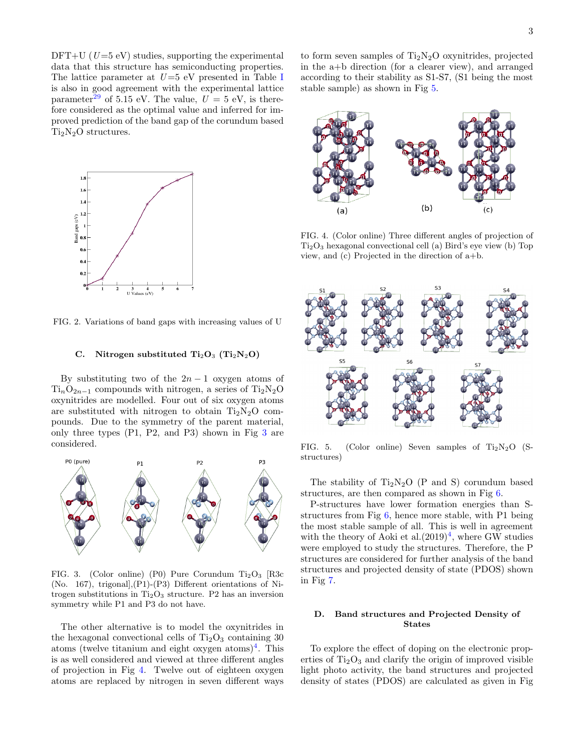DFT+U ($U$=5 eV) studies, supporting the experimental data that this structure has semiconducting properties. The lattice parameter at $U$=5 eV presented in Table I is also in good agreement with the experimental lattice parameter[29] of 5.15 eV. The value, $U$ = 5 eV, is therefore considered as the optimal value and inferred for improved prediction of the band gap of the corundum based $Ti_2N_2O$ structures.

FIG. 2. Variations of band gaps with increasing values of U

### C. Nitrogen substituted $Ti_2O_3$ ($Ti_2N_2O$)

By substituting two of the $2n-1$ oxygen atoms of $Ti_nO_{2n-1}$ compounds with nitrogen, a series of $Ti_2N_2O$ oxynitrides are modelled. Four out of six oxygen atoms are substituted with nitrogen to obtain $Ti_2N_2O$ compounds. Due to the symmetry of the parent material, only three types (P1, P2, and P3) shown in Fig 3 are considered.

FIG. 3. (Color online) (P0) Pure Corundum $Ti_2O_3$ [R3c (No. 167), trigonal],(P1)-(P3) Different orientations of Nitrogen substitutions in $Ti_2O_3$ structure. P2 has an inversion symmetry while P1 and P3 do not have.

The other alternative is to model the oxynitrides in the hexagonal convectional cells of $Ti_2O_3$ containing 30 atoms (twelve titanium and eight oxygen atoms)[4]. This is as well considered and viewed at three different angles of projection in Fig 4. Twelve out of eighteen oxygen atoms are replaced by nitrogen in seven different ways to form seven samples of $Ti_2N_2O$ oxynitrides, projected in the a+b direction (for a clearer view), and arranged according to their stability as S1-S7, (S1 being the most stable sample) as shown in Fig 5.

FIG. 4. (Color online) Three different angles of projection of $Ti_2O_3$ hexagonal convectional cell (a) Bird's eye view (b) Top view, and (c) Projected in the direction of a+b.

FIG. 5. (Color online) Seven samples of $Ti_2N_2O$ (S-structures)

The stability of $Ti_2N_2O$ (P and S) corundum based structures, are then compared as shown in Fig 6.

P-structures have lower formation energies than S-structures from Fig 6, hence more stable, with P1 being the most stable sample of all. This is well in agreement with the theory of Aoki et al.(2019)[4], where GW studies were employed to study the structures. Therefore, the P structures are considered for further analysis of the band structures and projected density of state (PDOS) shown in Fig 7.

### D. Band structures and Projected Density of States

To explore the effect of doping on the electronic properties of $Ti_2O_3$ and clarify the origin of improved visible light photo activity, the band structures and projected density of states (PDOS) are calculated as given in Fig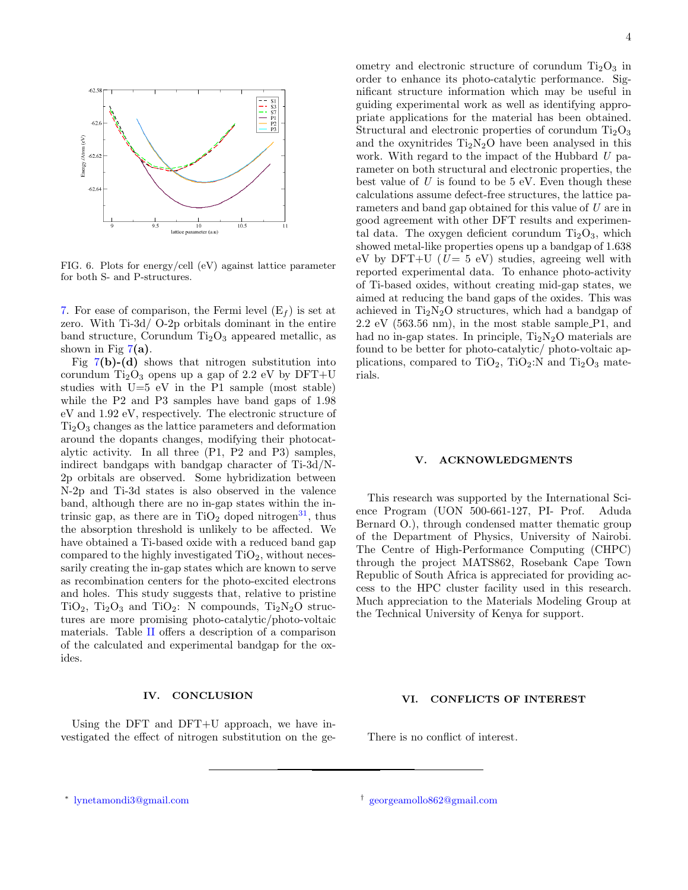FIG. 6. Plots for energy/cell (eV) against lattice parameter for both S- and P-structures.

7. For ease of comparison, the Fermi level ($E_f$) is set at zero. With Ti-3d/ O-2p orbitals dominant in the entire band structure, Corundum $Ti_2O_3$ appeared metallic, as shown in Fig 7**(a)**.

Fig 7**(b)-(d)** shows that nitrogen substitution into corundum $Ti_2O_3$ opens up a gap of 2.2 eV by DFT+U studies with U=5 eV in the P1 sample (most stable) while the P2 and P3 samples have band gaps of 1.98 eV and 1.92 eV, respectively. The electronic structure of $Ti_2O_3$ changes as the lattice parameters and deformation around the dopants changes, modifying their photocatalytic activity. In all three (P1, P2 and P3) samples, indirect bandgaps with bandgap character of Ti-3d/N-2p orbitals are observed. Some hybridization between N-2p and Ti-3d states is also observed in the valence band, although there are no in-gap states within the intrinsic gap, as there are in $TiO_2$ doped nitrogen[31], thus the absorption threshold is unlikely to be affected. We have obtained a Ti-based oxide with a reduced band gap compared to the highly investigated $TiO_2$, without necessarily creating the in-gap states which are known to serve as recombination centers for the photo-excited electrons and holes. This study suggests that, relative to pristine $TiO_2$, $Ti_2O_3$ and $TiO_2$: N compounds, $Ti_2N_2O$ structures are more promising photo-catalytic/photo-voltaic materials. Table II offers a description of a comparison of the calculated and experimental bandgap for the oxides.

## IV. CONCLUSION

Using the DFT and DFT+U approach, we have investigated the effect of nitrogen substitution on the geometry and electronic structure of corundum $Ti_2O_3$ in order to enhance its photo-catalytic performance. Significant structure information which may be useful in guiding experimental work as well as identifying appropriate applications for the material has been obtained. Structural and electronic properties of corundum $Ti_2O_3$ and the oxynitrides $Ti_2N_2O$ have been analysed in this work. With regard to the impact of the Hubbard $U$ parameter on both structural and electronic properties, the best value of $U$ is found to be 5 eV. Even though these calculations assume defect-free structures, the lattice parameters and band gap obtained for this value of $U$ are in good agreement with other DFT results and experimental data. The oxygen deficient corundum $Ti_2O_3$, which showed metal-like properties opens up a bandgap of 1.638 eV by DFT+U ($U$= 5 eV) studies, agreeing well with reported experimental data. To enhance photo-activity of Ti-based oxides, without creating mid-gap states, we aimed at reducing the band gaps of the oxides. This was achieved in $Ti_2N_2O$ structures, which had a bandgap of 2.2 eV (563.56 nm), in the most stable sample_P1, and had no in-gap states. In principle, $Ti_2N_2O$ materials are found to be better for photo-catalytic/ photo-voltaic applications, compared to $TiO_2$, $TiO_2$:N and $Ti_2O_3$ materials.

## V. ACKNOWLEDGMENTS

This research was supported by the International Science Program (UON 500-661-127, PI- Prof. Aduda Bernard O.), through condensed matter thematic group of the Department of Physics, University of Nairobi. The Centre of High-Performance Computing (CHPC) through the project MATS862, Rosebank Cape Town Republic of South Africa is appreciated for providing access to the HPC cluster facility used in this research. Much appreciation to the Materials Modeling Group at the Technical University of Kenya for support.

## VI. CONFLICTS OF INTEREST

There is no conflict of interest.

---

* lynetamondi3@gmail.com

† georgeamollo862@gmail.com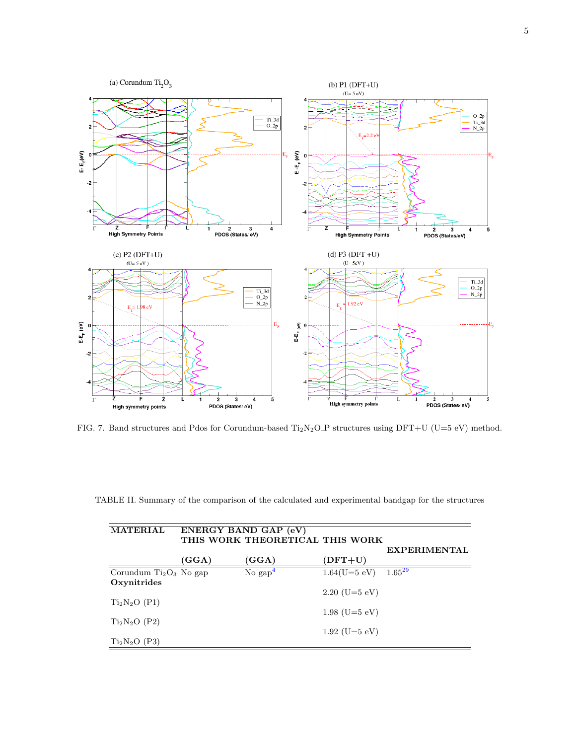FIG. 7. Band structures and Pdos for Corundum-based $Ti_2N_2O$_P structures using DFT+U (U=5 eV) method.

TABLE II. Summary of the comparison of the calculated and experimental bandgap for the structures

| MATERIAL | ENERGY BAND GAP (eV) | | | |
|---|---|---|---|---|
| | THIS WORK | THEORETICAL | THIS WORK | EXPERIMENTAL |
| | (GGA) | (GGA) | (DFT+U) | |
| Corundum $Ti_2O_3$ | No gap | No gap[4] | 1.64(U=5 eV) | 1.65[29] |
| **Oxynitrides** | | | | |
| $Ti_2N_2O$ (P1) | | | 2.20 (U=5 eV) | |
| $Ti_2N_2O$ (P2) | | | 1.98 (U=5 eV) | |
| $Ti_2N_2O$ (P3) | | | 1.92 (U=5 eV) | |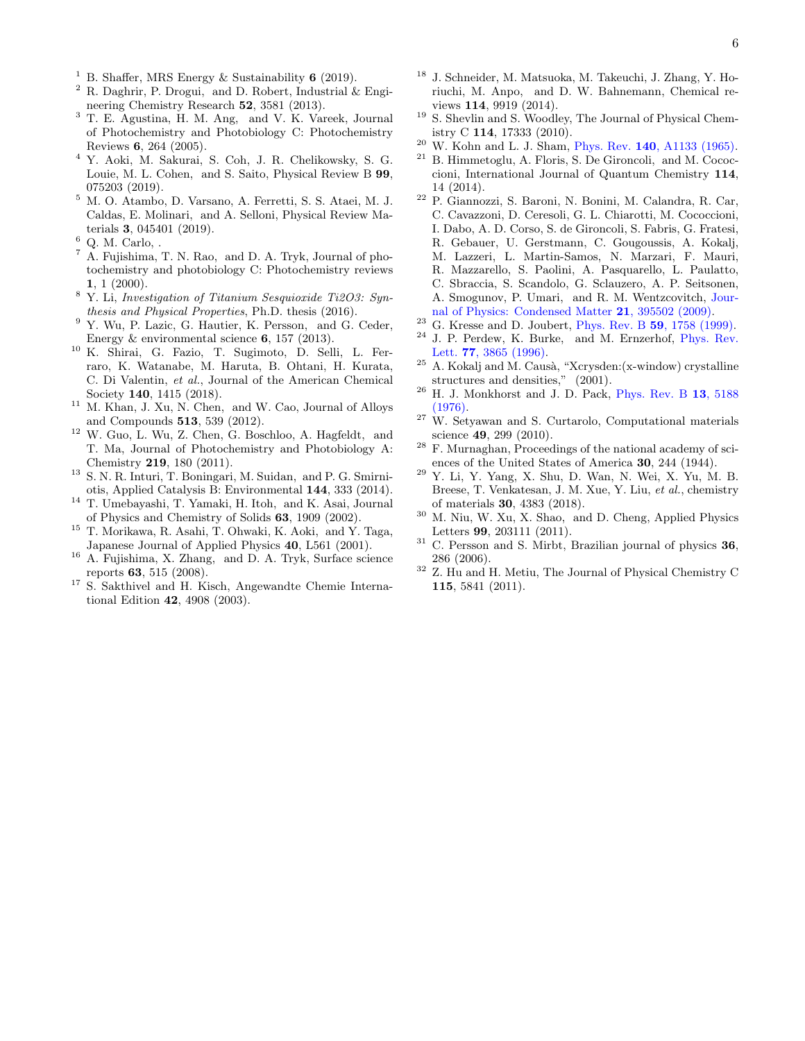[1] B. Shaffer, MRS Energy & Sustainability **6** (2019).

[2] R. Daghrir, P. Drogui, and D. Robert, Industrial & Engineering Chemistry Research **52**, 3581 (2013).

[3] T. E. Agustina, H. M. Ang, and V. K. Vareek, Journal of Photochemistry and Photobiology C: Photochemistry Reviews **6**, 264 (2005).

[4] Y. Aoki, M. Sakurai, S. Coh, J. R. Chelikowsky, S. G. Louie, M. L. Cohen, and S. Saito, Physical Review B **99**, 075203 (2019).

[5] M. O. Atambo, D. Varsano, A. Ferretti, S. S. Ataei, M. J. Caldas, E. Molinari, and A. Selloni, Physical Review Materials **3**, 045401 (2019).

[6] Q. M. Carlo, .

[7] A. Fujishima, T. N. Rao, and D. A. Tryk, Journal of photochemistry and photobiology C: Photochemistry reviews **1**, 1 (2000).

[8] Y. Li, *Investigation of Titanium Sesquioxide Ti2O3: Synthesis and Physical Properties*, Ph.D. thesis (2016).

[9] Y. Wu, P. Lazic, G. Hautier, K. Persson, and G. Ceder, Energy & environmental science **6**, 157 (2013).

[10] K. Shirai, G. Fazio, T. Sugimoto, D. Selli, L. Ferraro, K. Watanabe, M. Haruta, B. Ohtani, H. Kurata, C. Di Valentin, *et al.*, Journal of the American Chemical Society **140**, 1415 (2018).

[11] M. Khan, J. Xu, N. Chen, and W. Cao, Journal of Alloys and Compounds **513**, 539 (2012).

[12] W. Guo, L. Wu, Z. Chen, G. Boschloo, A. Hagfeldt, and T. Ma, Journal of Photochemistry and Photobiology A: Chemistry **219**, 180 (2011).

[13] S. N. R. Inturi, T. Boningari, M. Suidan, and P. G. Smirniotis, Applied Catalysis B: Environmental **144**, 333 (2014).

[14] T. Umebayashi, T. Yamaki, H. Itoh, and K. Asai, Journal of Physics and Chemistry of Solids **63**, 1909 (2002).

[15] T. Morikawa, R. Asahi, T. Ohwaki, K. Aoki, and Y. Taga, Japanese Journal of Applied Physics **40**, L561 (2001).

[16] A. Fujishima, X. Zhang, and D. A. Tryk, Surface science reports **63**, 515 (2008).

[17] S. Sakthivel and H. Kisch, Angewandte Chemie International Edition **42**, 4908 (2003).

[18] J. Schneider, M. Matsuoka, M. Takeuchi, J. Zhang, Y. Horiuchi, M. Anpo, and D. W. Bahnemann, Chemical reviews **114**, 9919 (2014).

[19] S. Shevlin and S. Woodley, The Journal of Physical Chemistry C **114**, 17333 (2010).

[20] W. Kohn and L. J. Sham, Phys. Rev. **140**, A1133 (1965).

[21] B. Himmetoglu, A. Floris, S. De Gironcoli, and M. Cococcioni, International Journal of Quantum Chemistry **114**, 14 (2014).

[22] P. Giannozzi, S. Baroni, N. Bonini, M. Calandra, R. Car, C. Cavazzoni, D. Ceresoli, G. L. Chiarotti, M. Cococcioni, I. Dabo, A. D. Corso, S. de Gironcoli, S. Fabris, G. Fratesi, R. Gebauer, U. Gerstmann, C. Gougoussis, A. Kokalj, M. Lazzeri, L. Martin-Samos, N. Marzari, F. Mauri, R. Mazzarello, S. Paolini, A. Pasquarello, L. Paulatto, C. Sbraccia, S. Scandolo, G. Sclauzero, A. P. Seitsonen, A. Smogunov, P. Umari, and R. M. Wentzcovitch, Journal of Physics: Condensed Matter **21**, 395502 (2009).

[23] G. Kresse and D. Joubert, Phys. Rev. B **59**, 1758 (1999).

[24] J. P. Perdew, K. Burke, and M. Ernzerhof, Phys. Rev. Lett. **77**, 3865 (1996).

[25] A. Kokalj and M. Causà, "Xcrysden:(x-window) crystalline structures and densities," (2001).

[26] H. J. Monkhorst and J. D. Pack, Phys. Rev. B **13**, 5188 (1976).

[27] W. Setyawan and S. Curtarolo, Computational materials science **49**, 299 (2010).

[28] F. Murnaghan, Proceedings of the national academy of sciences of the United States of America **30**, 244 (1944).

[29] Y. Li, Y. Yang, X. Shu, D. Wan, N. Wei, X. Yu, M. B. Breese, T. Venkatesan, J. M. Xue, Y. Liu, *et al.*, chemistry of materials **30**, 4383 (2018).

[30] M. Niu, W. Xu, X. Shao, and D. Cheng, Applied Physics Letters **99**, 203111 (2011).

[31] C. Persson and S. Mirbt, Brazilian journal of physics **36**, 286 (2006).

[32] Z. Hu and H. Metiu, The Journal of Physical Chemistry C **115**, 5841 (2011).